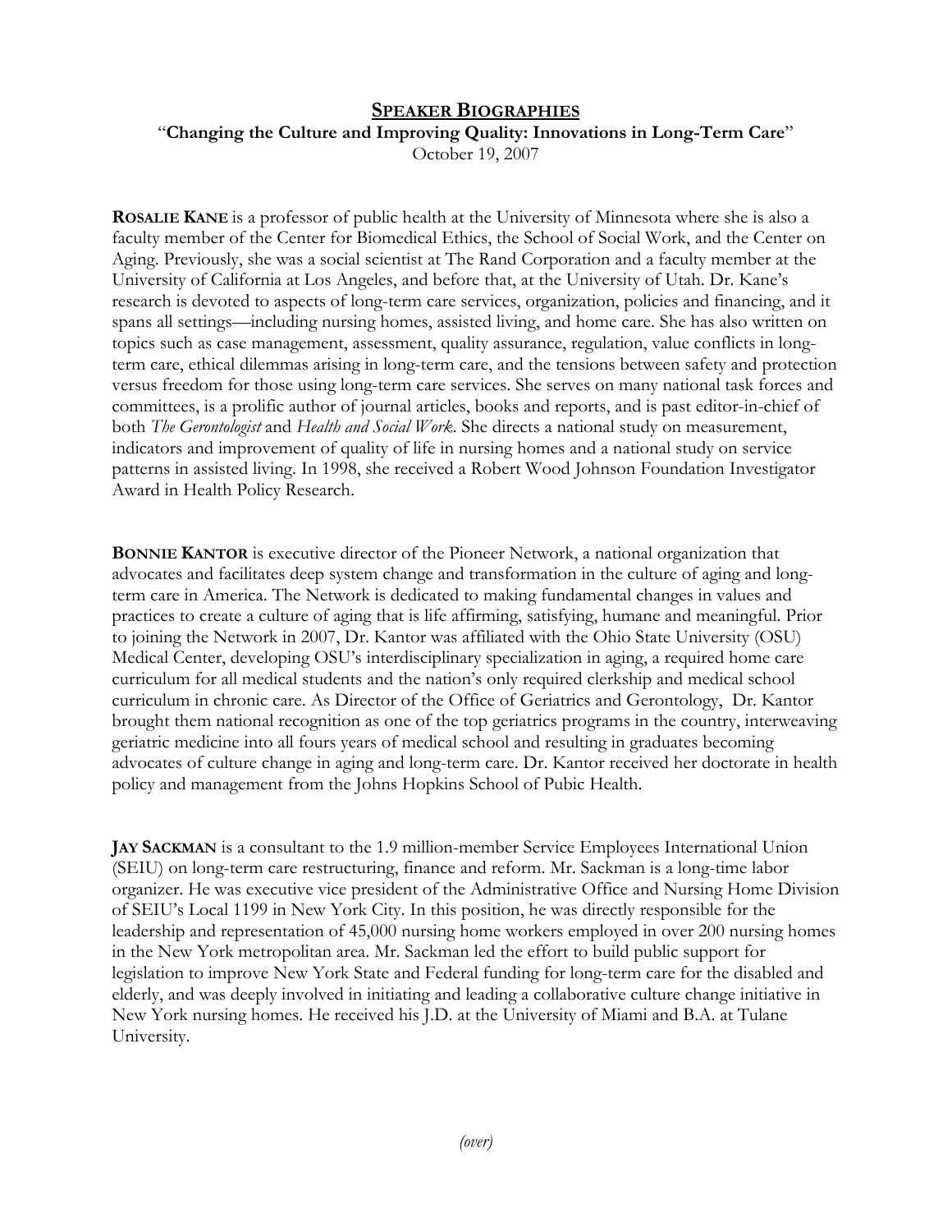## SPEAKER BIOGRAPHIES

"**Changing the Culture and Improving Quality: Innovations in Long-Term Care**"
October 19, 2007

**ROSALIE KANE** is a professor of public health at the University of Minnesota where she is also a faculty member of the Center for Biomedical Ethics, the School of Social Work, and the Center on Aging. Previously, she was a social scientist at The Rand Corporation and a faculty member at the University of California at Los Angeles, and before that, at the University of Utah. Dr. Kane's research is devoted to aspects of long-term care services, organization, policies and financing, and it spans all settings—including nursing homes, assisted living, and home care. She has also written on topics such as case management, assessment, quality assurance, regulation, value conflicts in long-term care, ethical dilemmas arising in long-term care, and the tensions between safety and protection versus freedom for those using long-term care services. She serves on many national task forces and committees, is a prolific author of journal articles, books and reports, and is past editor-in-chief of both *The Gerontologist* and *Health and Social Work*. She directs a national study on measurement, indicators and improvement of quality of life in nursing homes and a national study on service patterns in assisted living. In 1998, she received a Robert Wood Johnson Foundation Investigator Award in Health Policy Research.

**BONNIE KANTOR** is executive director of the Pioneer Network, a national organization that advocates and facilitates deep system change and transformation in the culture of aging and long-term care in America. The Network is dedicated to making fundamental changes in values and practices to create a culture of aging that is life affirming, satisfying, humane and meaningful. Prior to joining the Network in 2007, Dr. Kantor was affiliated with the Ohio State University (OSU) Medical Center, developing OSU's interdisciplinary specialization in aging, a required home care curriculum for all medical students and the nation's only required clerkship and medical school curriculum in chronic care. As Director of the Office of Geriatrics and Gerontology, Dr. Kantor brought them national recognition as one of the top geriatrics programs in the country, interweaving geriatric medicine into all fours years of medical school and resulting in graduates becoming advocates of culture change in aging and long-term care. Dr. Kantor received her doctorate in health policy and management from the Johns Hopkins School of Pubic Health.

**JAY SACKMAN** is a consultant to the 1.9 million-member Service Employees International Union (SEIU) on long-term care restructuring, finance and reform. Mr. Sackman is a long-time labor organizer. He was executive vice president of the Administrative Office and Nursing Home Division of SEIU's Local 1199 in New York City. In this position, he was directly responsible for the leadership and representation of 45,000 nursing home workers employed in over 200 nursing homes in the New York metropolitan area. Mr. Sackman led the effort to build public support for legislation to improve New York State and Federal funding for long-term care for the disabled and elderly, and was deeply involved in initiating and leading a collaborative culture change initiative in New York nursing homes. He received his J.D. at the University of Miami and B.A. at Tulane University.

*(over)*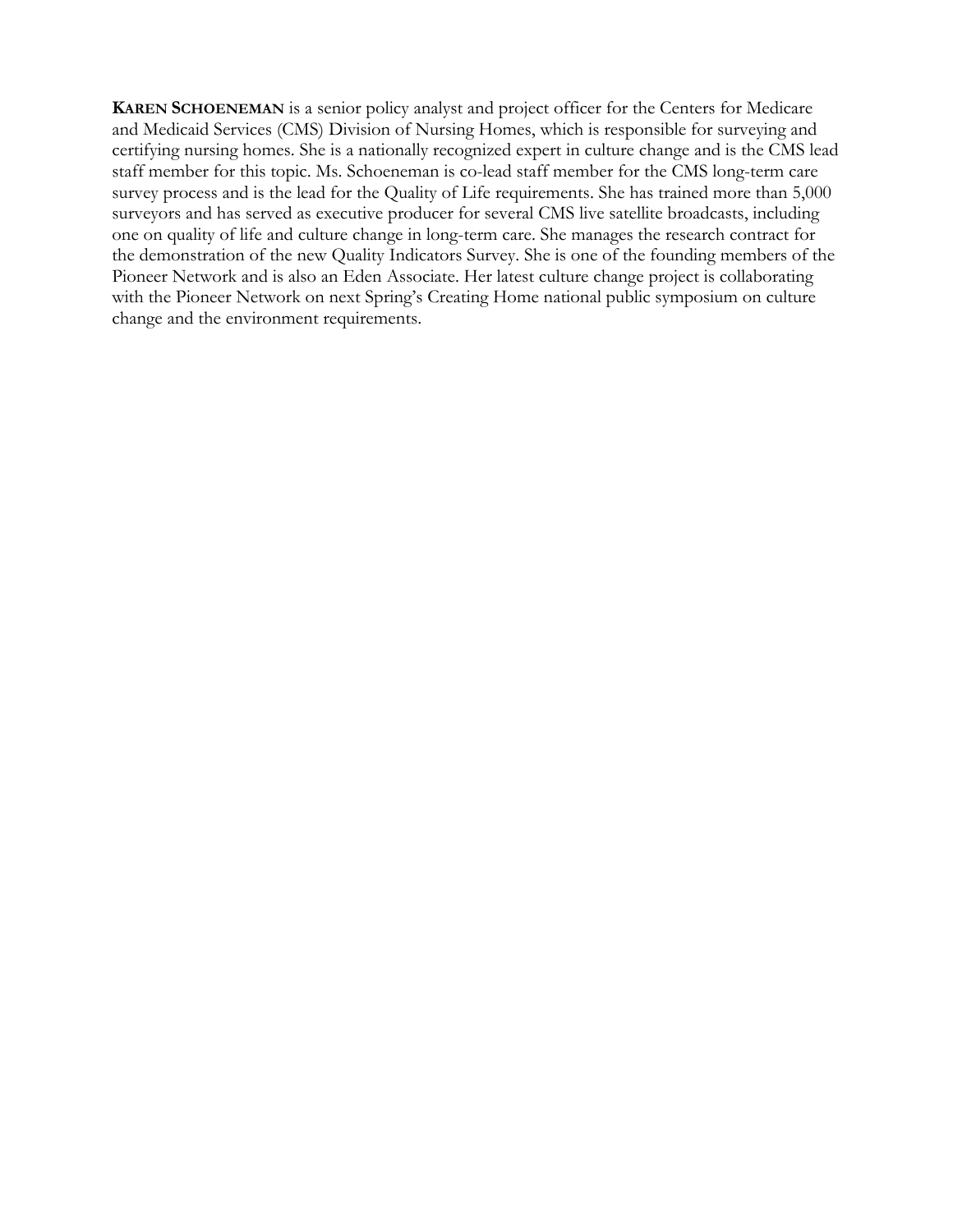**KAREN SCHOENEMAN** is a senior policy analyst and project officer for the Centers for Medicare and Medicaid Services (CMS) Division of Nursing Homes, which is responsible for surveying and certifying nursing homes. She is a nationally recognized expert in culture change and is the CMS lead staff member for this topic. Ms. Schoeneman is co-lead staff member for the CMS long-term care survey process and is the lead for the Quality of Life requirements. She has trained more than 5,000 surveyors and has served as executive producer for several CMS live satellite broadcasts, including one on quality of life and culture change in long-term care. She manages the research contract for the demonstration of the new Quality Indicators Survey. She is one of the founding members of the Pioneer Network and is also an Eden Associate. Her latest culture change project is collaborating with the Pioneer Network on next Spring's Creating Home national public symposium on culture change and the environment requirements.